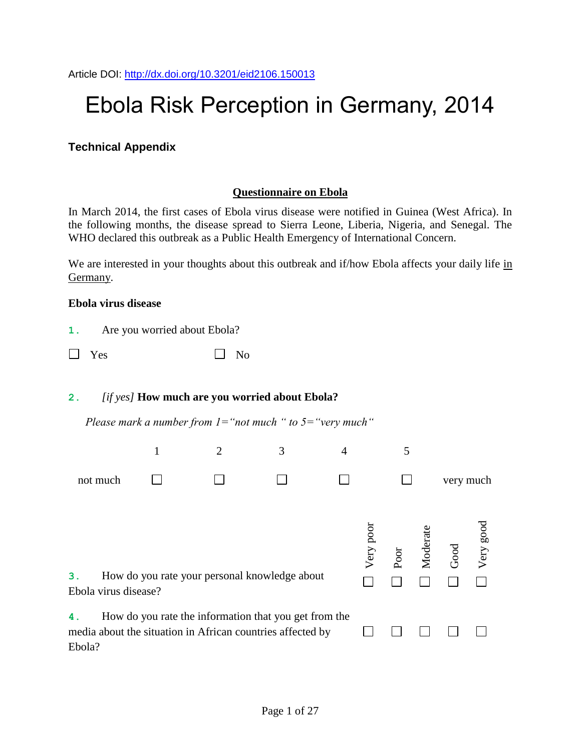Article DOI: http://dx.doi.org/10.3201/eid2106.150013

# Ebola Risk Perception in Germany, 2014

## Technical Appendix

### Questionnaire on Ebola

In March 2014, the first cases of Ebola virus disease were notified in Guinea (West Africa). In the following months, the disease spread to Sierra Leone, Liberia, Nigeria, and Senegal. The WHO declared this outbreak as a Public Health Emergency of International Concern.

We are interested in your thoughts about this outbreak and if/how Ebola affects your daily life in Germany.

**Ebola virus disease**

1. Are you worried about Ebola?

☐ Yes ☐ No

2. *[if yes]* **How much are you worried about Ebola?**

*Please mark a number from 1="not much " to 5="very much"*

| | 1 | 2 | 3 | 4 | 5 | |
|---|---|---|---|---|---|---|
| not much | ☐ | ☐ | ☐ | ☐ | ☐ | very much |

| | Very poor | Poor | Moderate | Good | Very good |
|---|---|---|---|---|---|
| 3. How do you rate your personal knowledge about Ebola virus disease? | ☐ | ☐ | ☐ | ☐ | ☐ |
| 4. How do you rate the information that you get from the media about the situation in African countries affected by Ebola? | ☐ | ☐ | ☐ | ☐ | ☐ |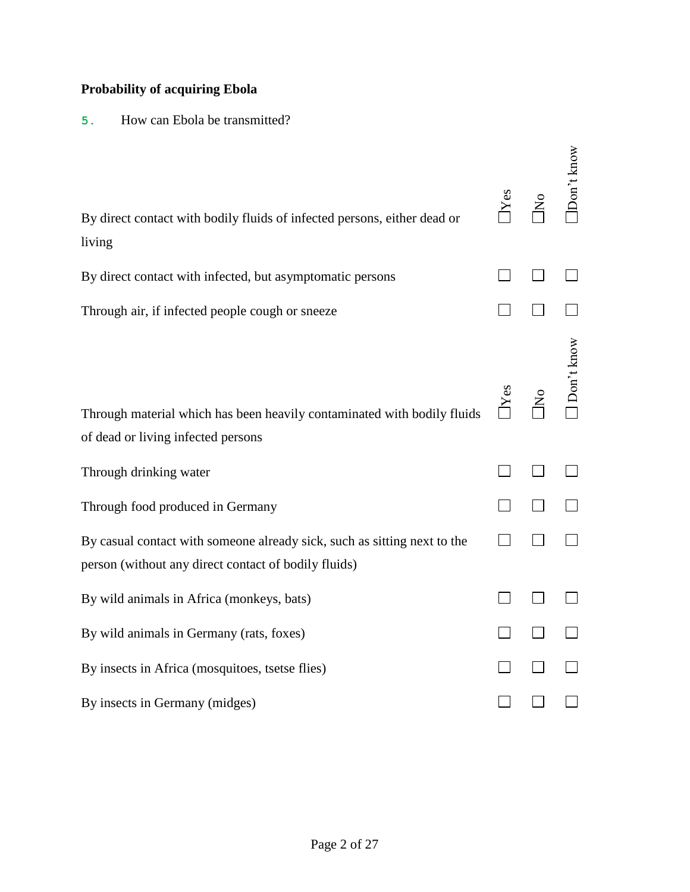**Probability of acquiring Ebola**

5. How can Ebola be transmitted?

| | Yes | No | Don't know |
|---|---|---|---|
| By direct contact with bodily fluids of infected persons, either dead or living | ☐ | ☐ | ☐ |
| By direct contact with infected, but asymptomatic persons | ☐ | ☐ | ☐ |
| Through air, if infected people cough or sneeze | ☐ | ☐ | ☐ |
| Through material which has been heavily contaminated with bodily fluids of dead or living infected persons | ☐ | ☐ | ☐ |
| Through drinking water | ☐ | ☐ | ☐ |
| Through food produced in Germany | ☐ | ☐ | ☐ |
| By casual contact with someone already sick, such as sitting next to the person (without any direct contact of bodily fluids) | ☐ | ☐ | ☐ |
| By wild animals in Africa (monkeys, bats) | ☐ | ☐ | ☐ |
| By wild animals in Germany (rats, foxes) | ☐ | ☐ | ☐ |
| By insects in Africa (mosquitoes, tsetse flies) | ☐ | ☐ | ☐ |
| By insects in Germany (midges) | ☐ | ☐ | ☐ |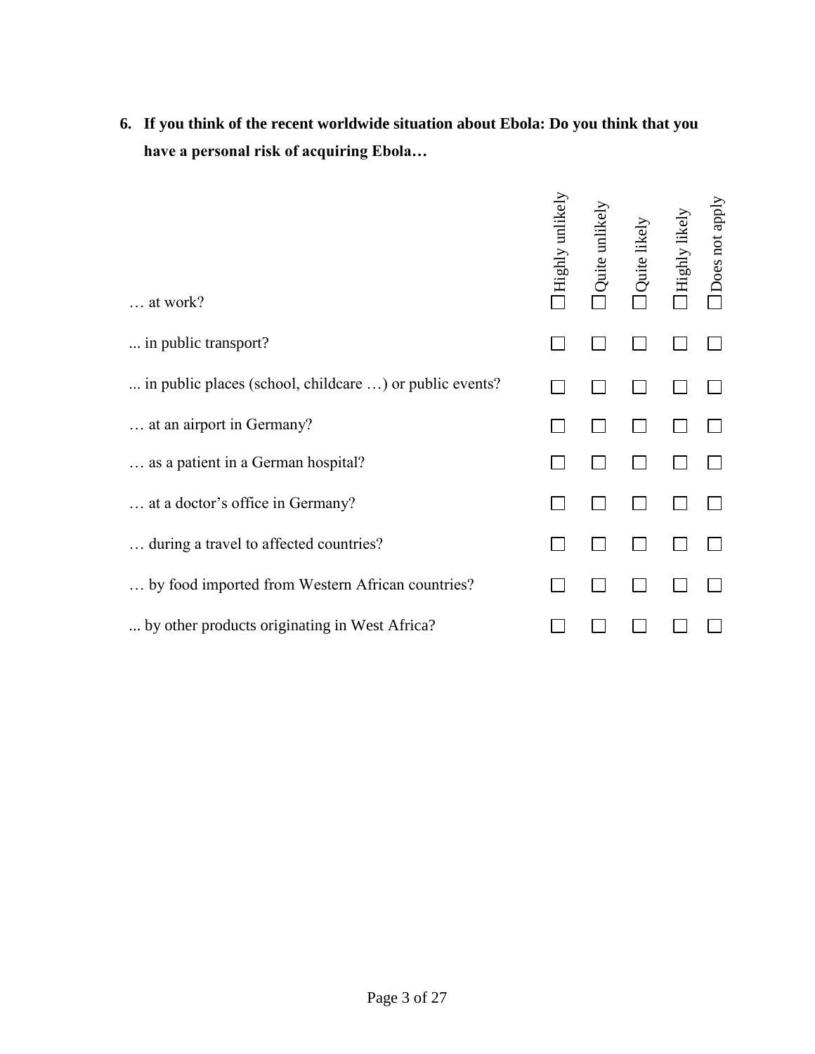**6. If you think of the recent worldwide situation about Ebola: Do you think that you have a personal risk of acquiring Ebola…**

| | Highly unlikely | Quite unlikely | Quite likely | Highly likely | Does not apply |
|---|---|---|---|---|---|
| … at work? | ☐ | ☐ | ☐ | ☐ | ☐ |
| ... in public transport? | ☐ | ☐ | ☐ | ☐ | ☐ |
| ... in public places (school, childcare …) or public events? | ☐ | ☐ | ☐ | ☐ | ☐ |
| … at an airport in Germany? | ☐ | ☐ | ☐ | ☐ | ☐ |
| … as a patient in a German hospital? | ☐ | ☐ | ☐ | ☐ | ☐ |
| … at a doctor's office in Germany? | ☐ | ☐ | ☐ | ☐ | ☐ |
| … during a travel to affected countries? | ☐ | ☐ | ☐ | ☐ | ☐ |
| … by food imported from Western African countries? | ☐ | ☐ | ☐ | ☐ | ☐ |
| ... by other products originating in West Africa? | ☐ | ☐ | ☐ | ☐ | ☐ |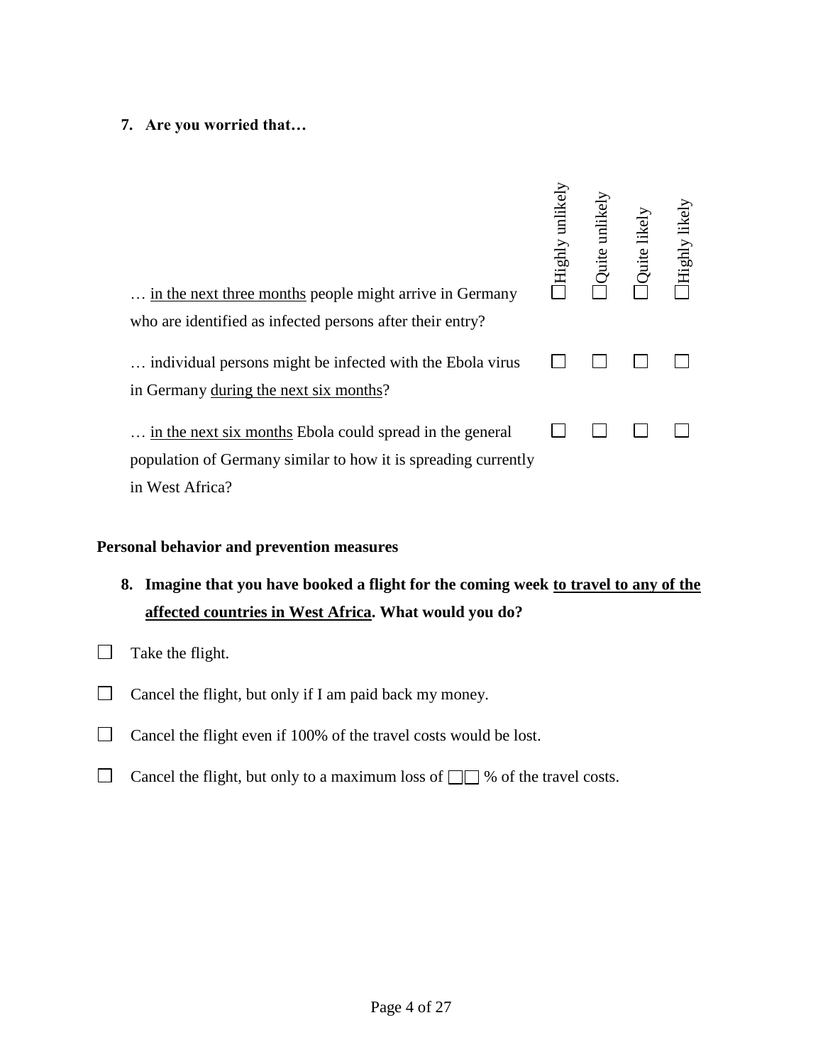**7. Are you worried that…**

| | Highly unlikely | Quite unlikely | Quite likely | Highly likely |
|---|---|---|---|---|
| … in the next three months people might arrive in Germany who are identified as infected persons after their entry? | ☐ | ☐ | ☐ | ☐ |
| … individual persons might be infected with the Ebola virus in Germany during the next six months? | ☐ | ☐ | ☐ | ☐ |
| … in the next six months Ebola could spread in the general population of Germany similar to how it is spreading currently in West Africa? | ☐ | ☐ | ☐ | ☐ |

**Personal behavior and prevention measures**

**8. Imagine that you have booked a flight for the coming week to travel to any of the affected countries in West Africa. What would you do?**

☐ Take the flight.

☐ Cancel the flight, but only if I am paid back my money.

☐ Cancel the flight even if 100% of the travel costs would be lost.

☐ Cancel the flight, but only to a maximum loss of ☐☐ % of the travel costs.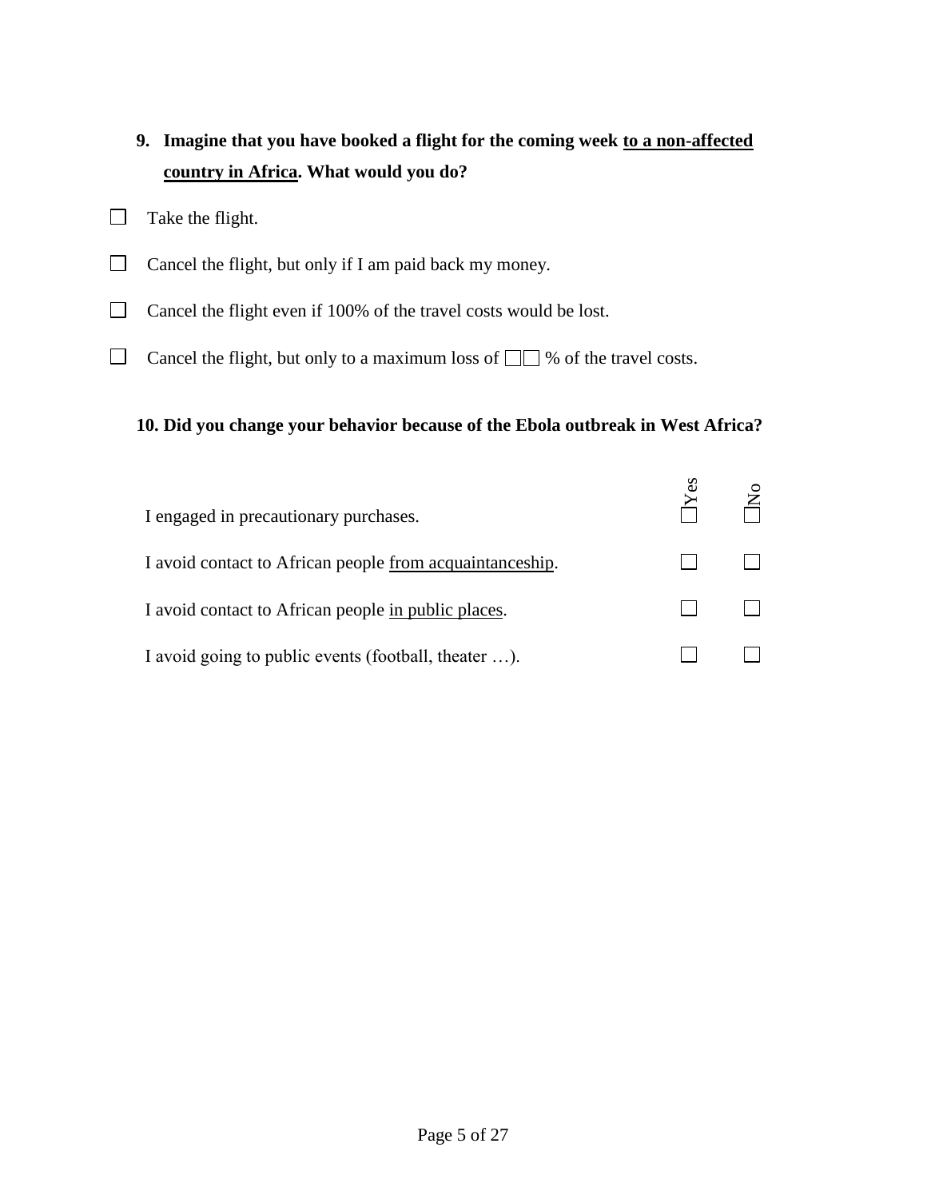**9. Imagine that you have booked a flight for the coming week <u>to a non-affected country in Africa</u>. What would you do?**

☐ Take the flight.

☐ Cancel the flight, but only if I am paid back my money.

☐ Cancel the flight even if 100% of the travel costs would be lost.

☐ Cancel the flight, but only to a maximum loss of ☐☐ % of the travel costs.

**10. Did you change your behavior because of the Ebola outbreak in West Africa?**

| | Yes | No |
|---|---|---|
| I engaged in precautionary purchases. | ☐ | ☐ |
| I avoid contact to African people <u>from acquaintanceship</u>. | ☐ | ☐ |
| I avoid contact to African people <u>in public places</u>. | ☐ | ☐ |
| I avoid going to public events (football, theater …). | ☐ | ☐ |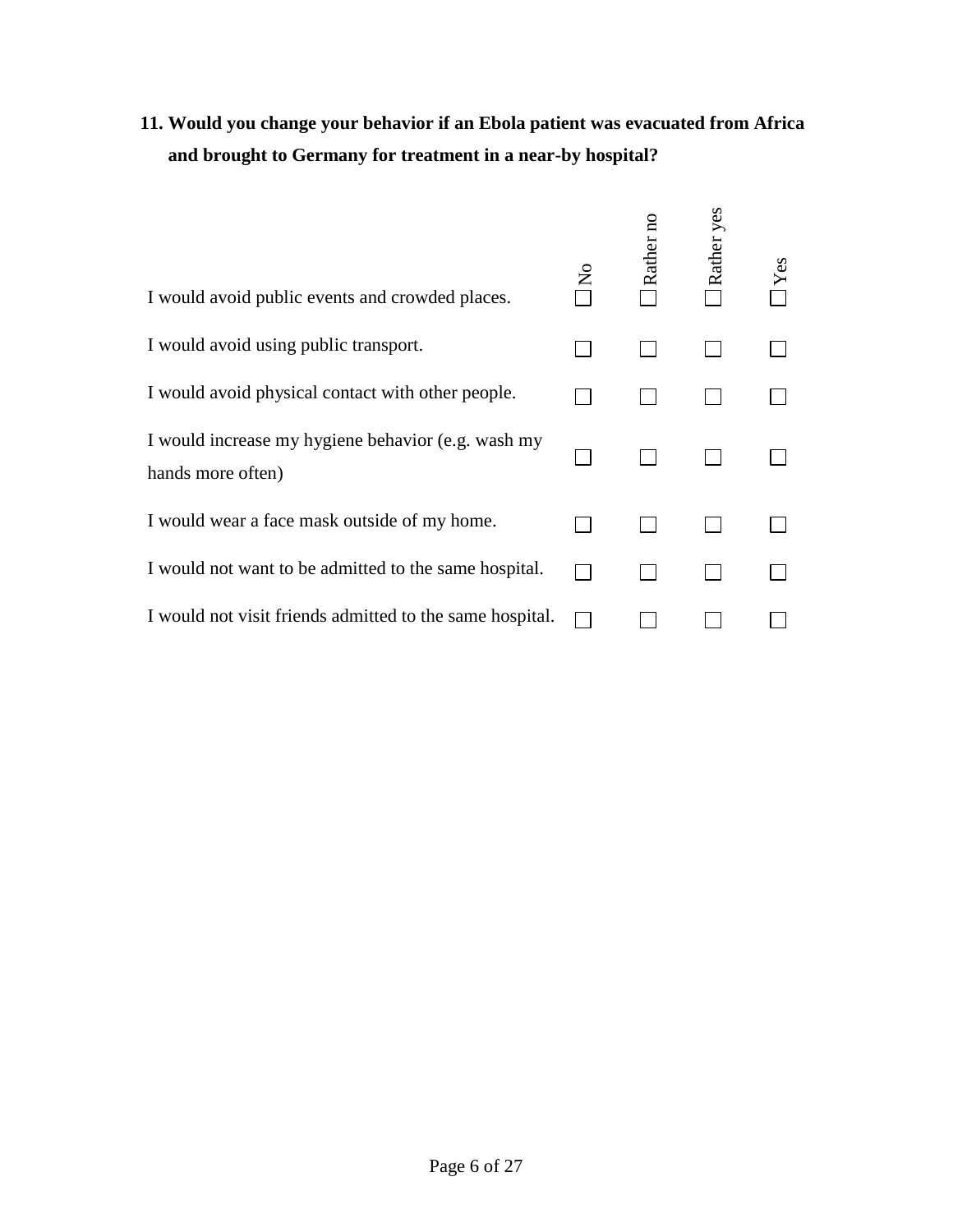**11. Would you change your behavior if an Ebola patient was evacuated from Africa and brought to Germany for treatment in a near-by hospital?**

| | No | Rather no | Rather yes | Yes |
|---|---|---|---|---|
| I would avoid public events and crowded places. | ☐ | ☐ | ☐ | ☐ |
| I would avoid using public transport. | ☐ | ☐ | ☐ | ☐ |
| I would avoid physical contact with other people. | ☐ | ☐ | ☐ | ☐ |
| I would increase my hygiene behavior (e.g. wash my hands more often) | ☐ | ☐ | ☐ | ☐ |
| I would wear a face mask outside of my home. | ☐ | ☐ | ☐ | ☐ |
| I would not want to be admitted to the same hospital. | ☐ | ☐ | ☐ | ☐ |
| I would not visit friends admitted to the same hospital. | ☐ | ☐ | ☐ | ☐ |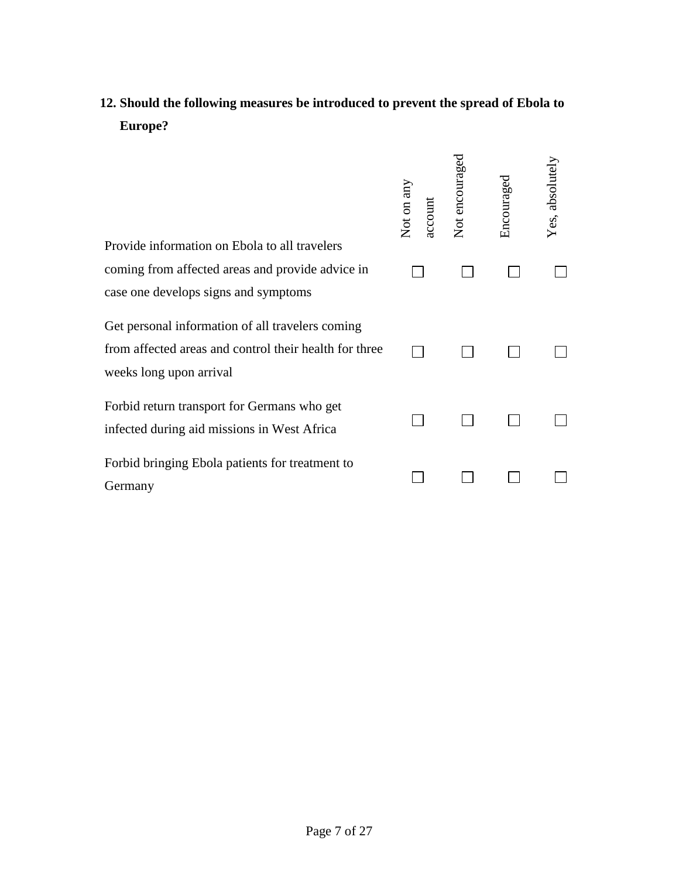**12. Should the following measures be introduced to prevent the spread of Ebola to Europe?**

| | Not on any account | Not encouraged | Encouraged | Yes, absolutely |
|---|---|---|---|---|
| Provide information on Ebola to all travelers coming from affected areas and provide advice in case one develops signs and symptoms | ☐ | ☐ | ☐ | ☐ |
| Get personal information of all travelers coming from affected areas and control their health for three weeks long upon arrival | ☐ | ☐ | ☐ | ☐ |
| Forbid return transport for Germans who get infected during aid missions in West Africa | ☐ | ☐ | ☐ | ☐ |
| Forbid bringing Ebola patients for treatment to Germany | ☐ | ☐ | ☐ | ☐ |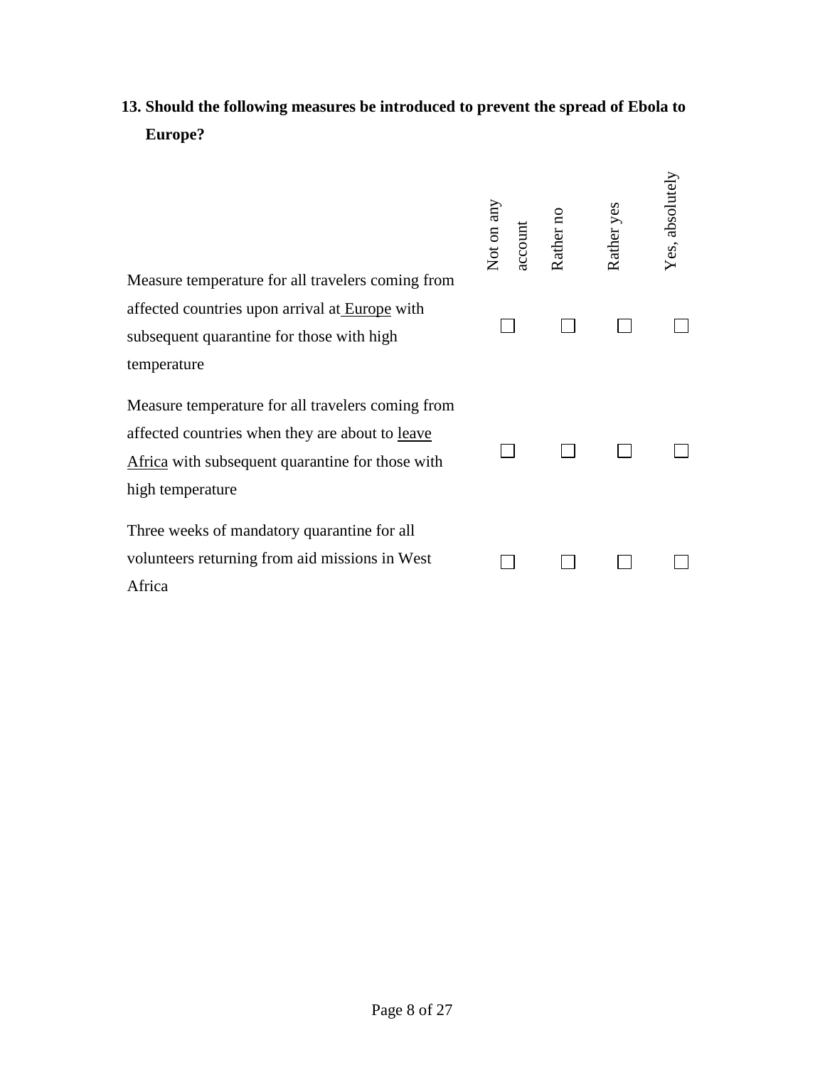**13. Should the following measures be introduced to prevent the spread of Ebola to Europe?**

| | Not on any account | Rather no | Rather yes | Yes, absolutely |
|---|---|---|---|---|
| Measure temperature for all travelers coming from affected countries upon arrival at <u>Europe</u> with subsequent quarantine for those with high temperature | ☐ | ☐ | ☐ | ☐ |
| Measure temperature for all travelers coming from affected countries when they are about to <u>leave Africa</u> with subsequent quarantine for those with high temperature | ☐ | ☐ | ☐ | ☐ |
| Three weeks of mandatory quarantine for all volunteers returning from aid missions in West Africa | ☐ | ☐ | ☐ | ☐ |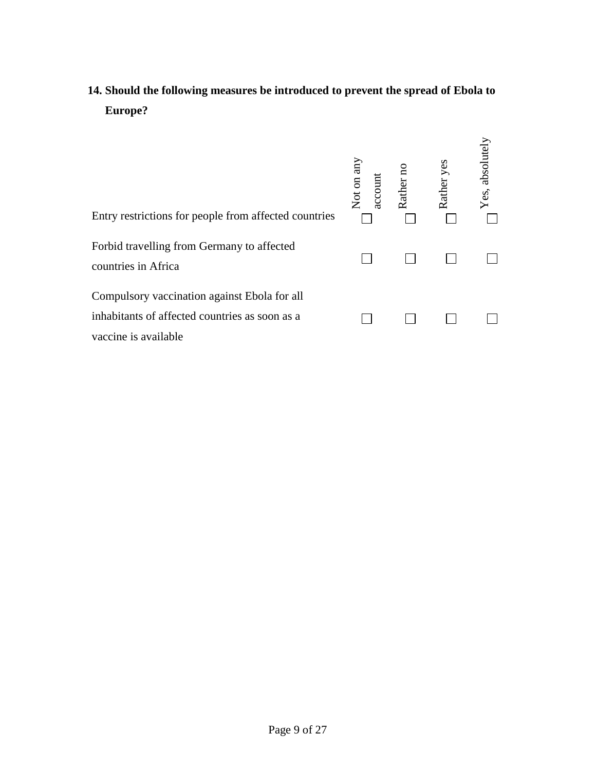**14. Should the following measures be introduced to prevent the spread of Ebola to Europe?**

| | Not on any account | Rather no | Rather yes | Yes, absolutely |
|---|---|---|---|---|
| Entry restrictions for people from affected countries | ☐ | ☐ | ☐ | ☐ |
| Forbid travelling from Germany to affected countries in Africa | ☐ | ☐ | ☐ | ☐ |
| Compulsory vaccination against Ebola for all inhabitants of affected countries as soon as a vaccine is available | ☐ | ☐ | ☐ | ☐ |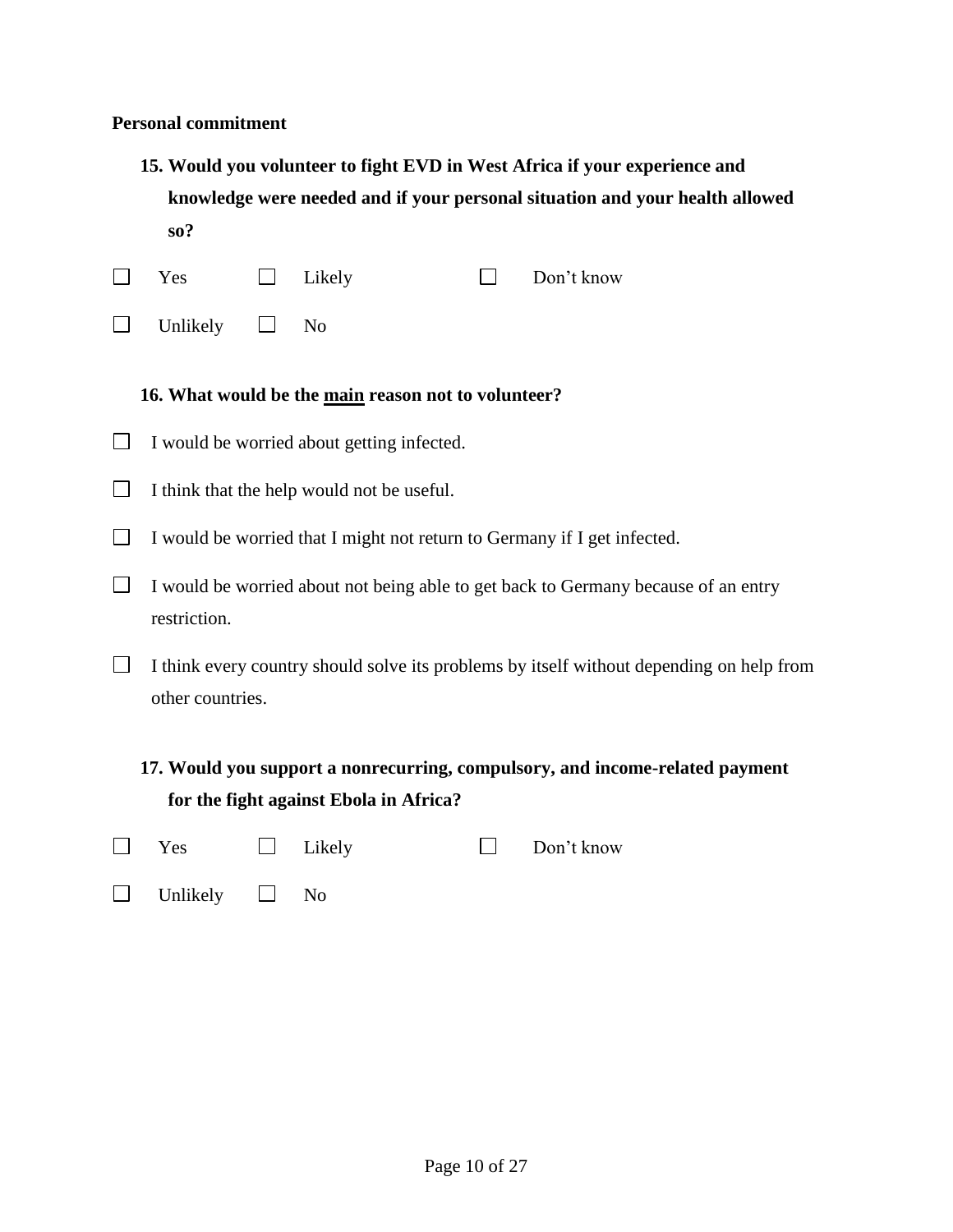**Personal commitment**

**15. Would you volunteer to fight EVD in West Africa if your experience and knowledge were needed and if your personal situation and your health allowed so?**

☐ Yes ☐ Likely ☐ Don't know

☐ Unlikely ☐ No

**16. What would be the <u>main</u> reason not to volunteer?**

☐ I would be worried about getting infected.

☐ I think that the help would not be useful.

☐ I would be worried that I might not return to Germany if I get infected.

☐ I would be worried about not being able to get back to Germany because of an entry restriction.

☐ I think every country should solve its problems by itself without depending on help from other countries.

**17. Would you support a nonrecurring, compulsory, and income-related payment for the fight against Ebola in Africa?**

☐ Yes ☐ Likely ☐ Don't know

☐ Unlikely ☐ No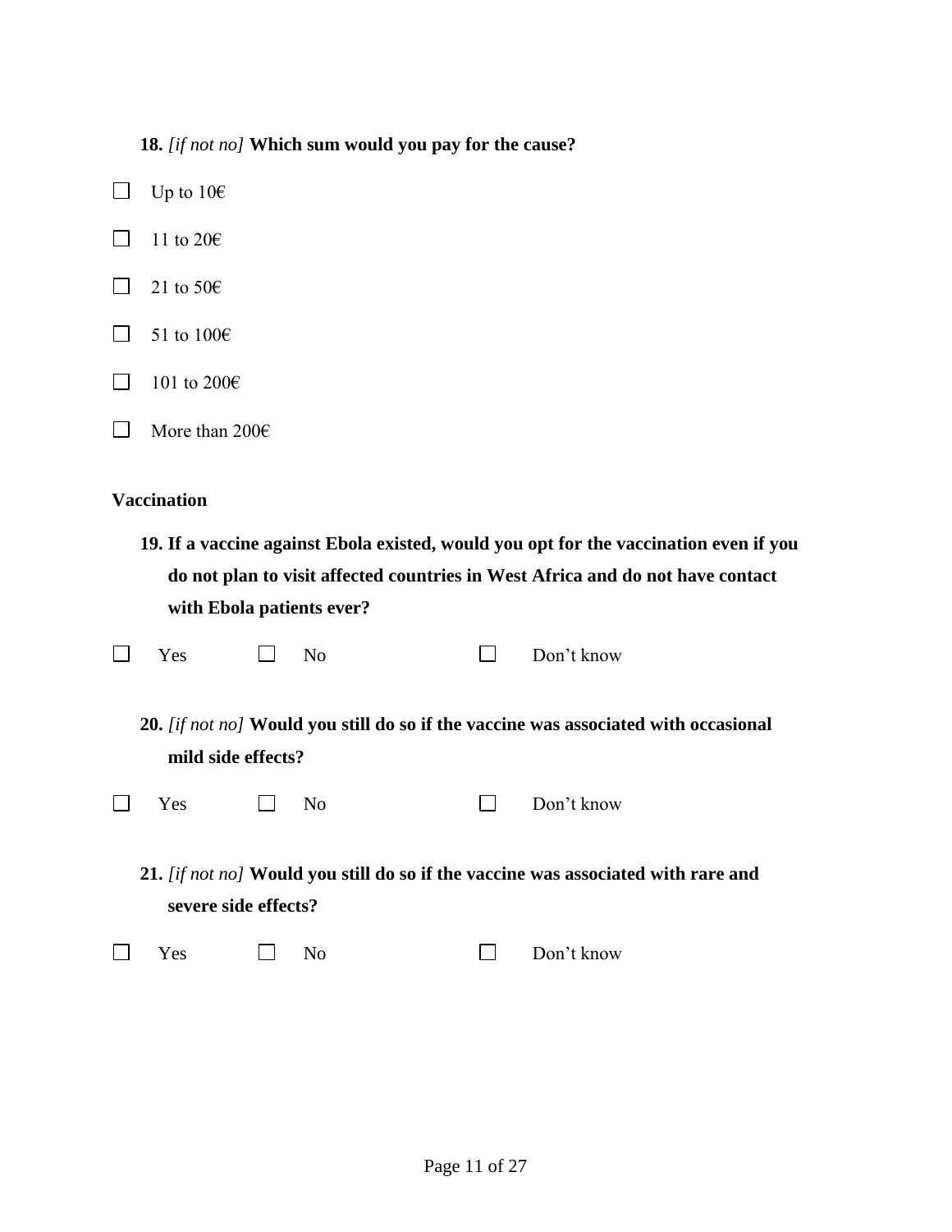**18.** *[if not no]* **Which sum would you pay for the cause?**

☐ Up to 10€

☐ 11 to 20€

☐ 21 to 50€

☐ 51 to 100€

☐ 101 to 200€

☐ More than 200€

**Vaccination**

**19. If a vaccine against Ebola existed, would you opt for the vaccination even if you do not plan to visit affected countries in West Africa and do not have contact with Ebola patients ever?**

☐ Yes ☐ No ☐ Don't know

**20.** *[if not no]* **Would you still do so if the vaccine was associated with occasional mild side effects?**

☐ Yes ☐ No ☐ Don't know

**21.** *[if not no]* **Would you still do so if the vaccine was associated with rare and severe side effects?**

☐ Yes ☐ No ☐ Don't know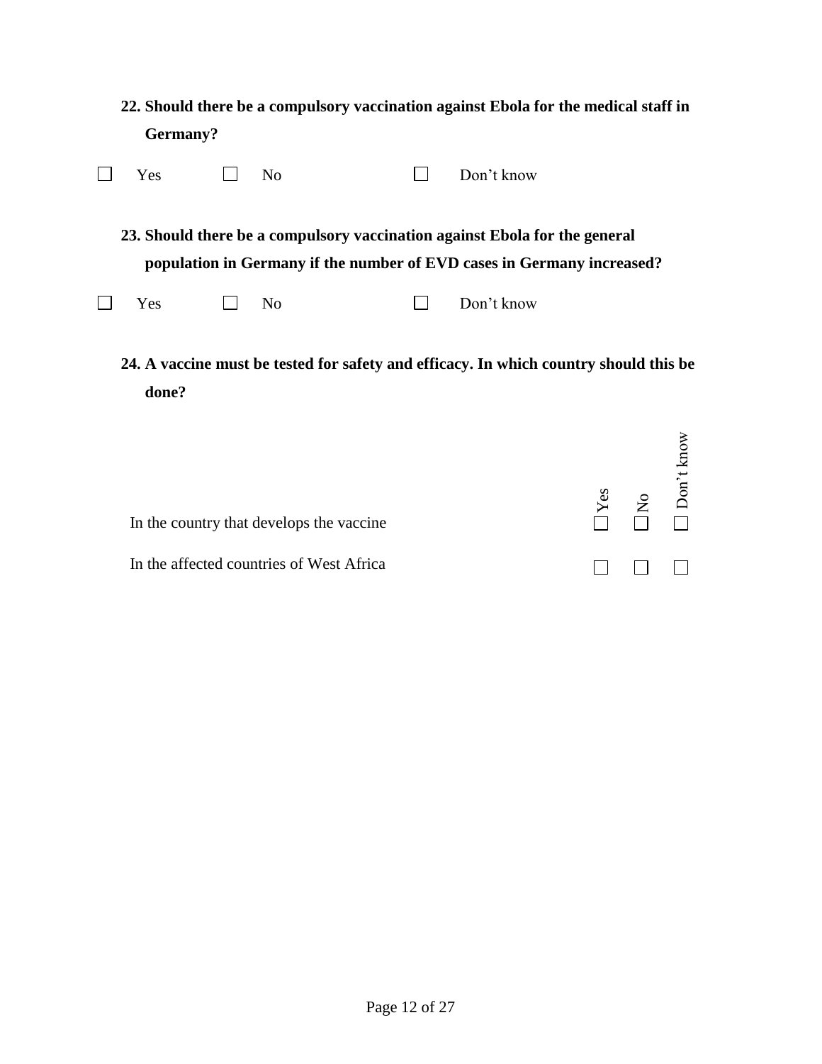**22. Should there be a compulsory vaccination against Ebola for the medical staff in Germany?**

☐ Yes ☐ No ☐ Don't know

**23. Should there be a compulsory vaccination against Ebola for the general population in Germany if the number of EVD cases in Germany increased?**

☐ Yes ☐ No ☐ Don't know

**24. A vaccine must be tested for safety and efficacy. In which country should this be done?**

| | Yes | No | Don't know |
|---|---|---|---|
| In the country that develops the vaccine | ☐ | ☐ | ☐ |
| In the affected countries of West Africa | ☐ | ☐ | ☐ |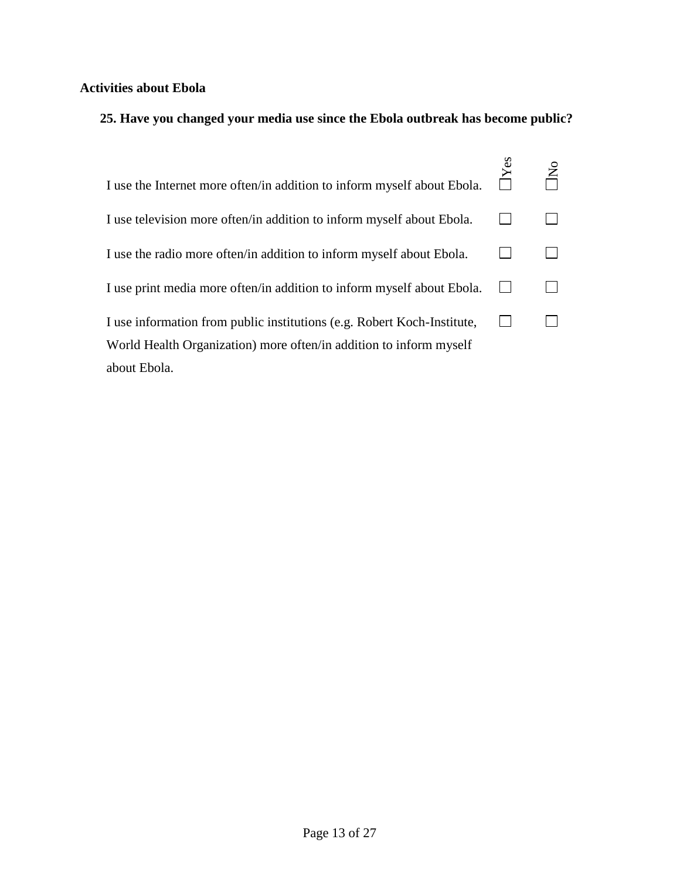**Activities about Ebola**

**25. Have you changed your media use since the Ebola outbreak has become public?**

| | Yes | No |
|---|---|---|
| I use the Internet more often/in addition to inform myself about Ebola. | ☐ | ☐ |
| I use television more often/in addition to inform myself about Ebola. | ☐ | ☐ |
| I use the radio more often/in addition to inform myself about Ebola. | ☐ | ☐ |
| I use print media more often/in addition to inform myself about Ebola. | ☐ | ☐ |
| I use information from public institutions (e.g. Robert Koch-Institute, World Health Organization) more often/in addition to inform myself about Ebola. | ☐ | ☐ |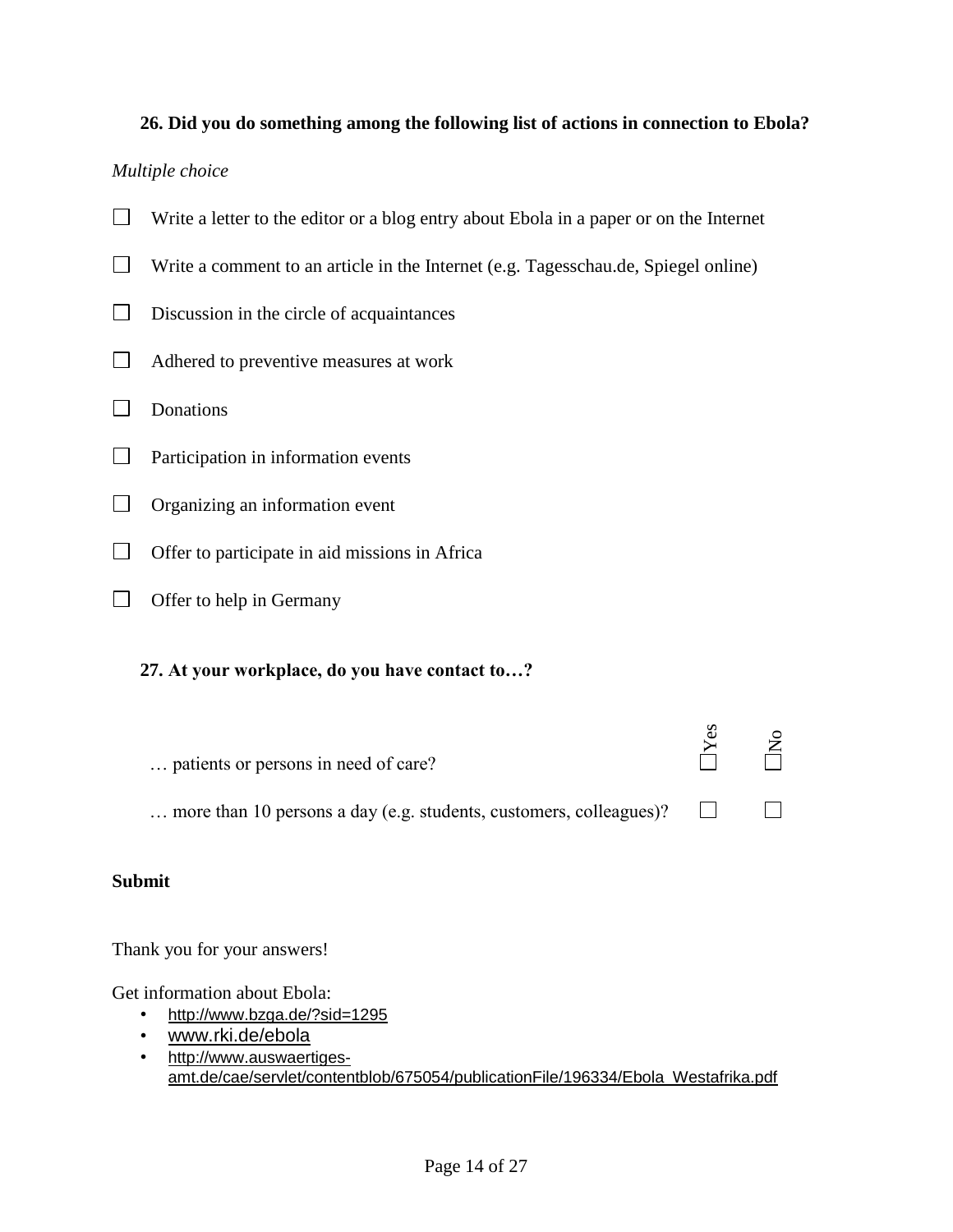**26. Did you do something among the following list of actions in connection to Ebola?**

*Multiple choice*

- ☐ Write a letter to the editor or a blog entry about Ebola in a paper or on the Internet
- ☐ Write a comment to an article in the Internet (e.g. Tagesschau.de, Spiegel online)
- ☐ Discussion in the circle of acquaintances
- ☐ Adhered to preventive measures at work
- ☐ Donations
- ☐ Participation in information events
- ☐ Organizing an information event
- ☐ Offer to participate in aid missions in Africa
- ☐ Offer to help in Germany

**27. At your workplace, do you have contact to…?**

| | Yes | No |
|---|---|---|
| … patients or persons in need of care? | ☐ | ☐ |
| … more than 10 persons a day (e.g. students, customers, colleagues)? | ☐ | ☐ |

**Submit**

Thank you for your answers!

Get information about Ebola:

- http://www.bzga.de/?sid=1295
- www.rki.de/ebola
- http://www.auswaertiges-amt.de/cae/servlet/contentblob/675054/publicationFile/196334/Ebola_Westafrika.pdf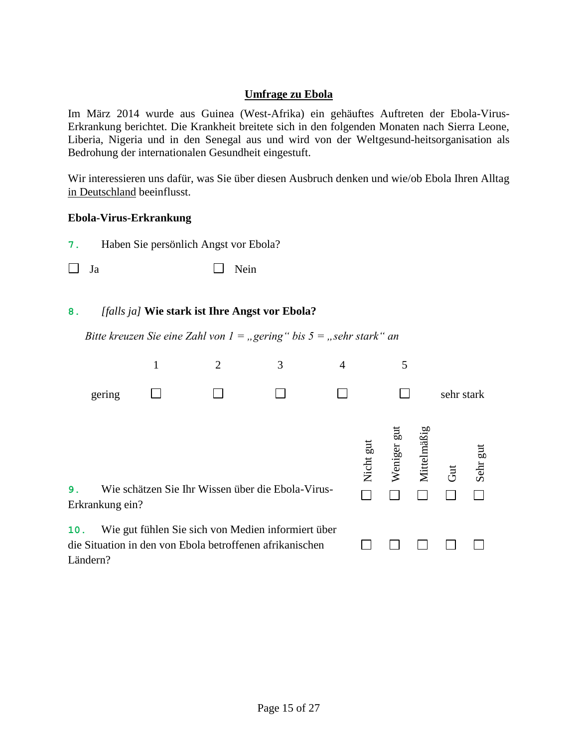## Umfrage zu Ebola

Im März 2014 wurde aus Guinea (West-Afrika) ein gehäuftes Auftreten der Ebola-Virus-Erkrankung berichtet. Die Krankheit breitete sich in den folgenden Monaten nach Sierra Leone, Liberia, Nigeria und in den Senegal aus und wird von der Weltgesund-heitsorganisation als Bedrohung der internationalen Gesundheit eingestuft.

Wir interessieren uns dafür, was Sie über diesen Ausbruch denken und wie/ob Ebola Ihren Alltag in Deutschland beeinflusst.

**Ebola-Virus-Erkrankung**

7. Haben Sie persönlich Angst vor Ebola?

☐ Ja ☐ Nein

8. *[falls ja]* **Wie stark ist Ihre Angst vor Ebola?**

*Bitte kreuzen Sie eine Zahl von 1 = „gering" bis 5 = „sehr stark" an*

| | 1 | 2 | 3 | 4 | 5 | |
|---|---|---|---|---|---|---|
| gering | ☐ | ☐ | ☐ | ☐ | ☐ | sehr stark |

| | Nicht gut | Weniger gut | Mittelmäßig | Gut | Sehr gut |
|---|---|---|---|---|---|
| 9. Wie schätzen Sie Ihr Wissen über die Ebola-Virus-Erkrankung ein? | ☐ | ☐ | ☐ | ☐ | ☐ |
| 10. Wie gut fühlen Sie sich von Medien informiert über die Situation in den von Ebola betroffenen afrikanischen Ländern? | ☐ | ☐ | ☐ | ☐ | ☐ |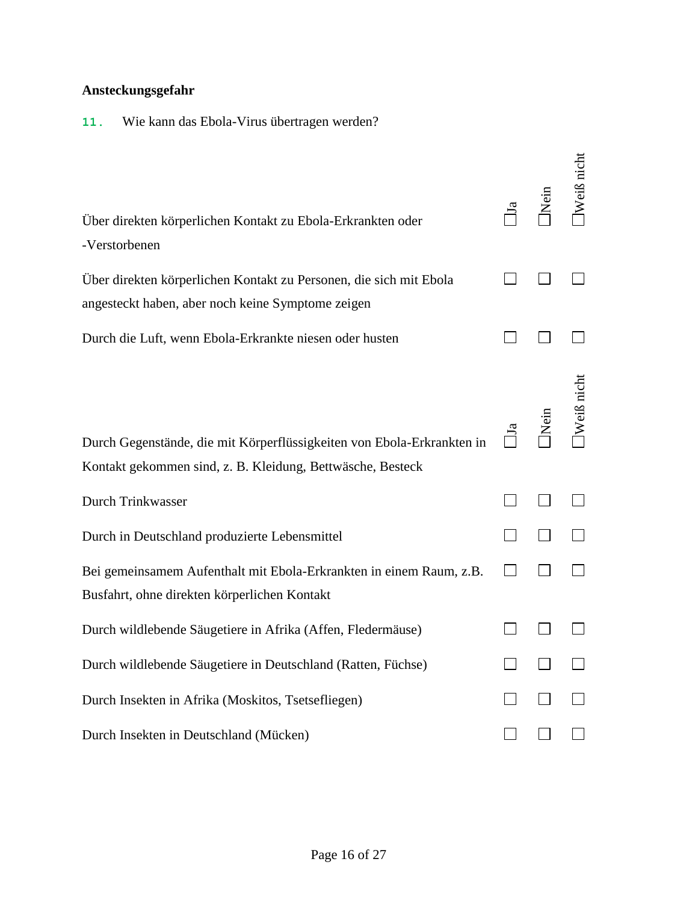**Ansteckungsgefahr**

11. Wie kann das Ebola-Virus übertragen werden?

| | Ja | Nein | Weiß nicht |
|---|---|---|---|
| Über direkten körperlichen Kontakt zu Ebola-Erkrankten oder -Verstorbenen | ☐ | ☐ | ☐ |
| Über direkten körperlichen Kontakt zu Personen, die sich mit Ebola angesteckt haben, aber noch keine Symptome zeigen | ☐ | ☐ | ☐ |
| Durch die Luft, wenn Ebola-Erkrankte niesen oder husten | ☐ | ☐ | ☐ |
| Durch Gegenstände, die mit Körperflüssigkeiten von Ebola-Erkrankten in Kontakt gekommen sind, z. B. Kleidung, Bettwäsche, Besteck | ☐ | ☐ | ☐ |
| Durch Trinkwasser | ☐ | ☐ | ☐ |
| Durch in Deutschland produzierte Lebensmittel | ☐ | ☐ | ☐ |
| Bei gemeinsamem Aufenthalt mit Ebola-Erkrankten in einem Raum, z.B. Busfahrt, ohne direkten körperlichen Kontakt | ☐ | ☐ | ☐ |
| Durch wildlebende Säugetiere in Afrika (Affen, Fledermäuse) | ☐ | ☐ | ☐ |
| Durch wildlebende Säugetiere in Deutschland (Ratten, Füchse) | ☐ | ☐ | ☐ |
| Durch Insekten in Afrika (Moskitos, Tsetsefliegen) | ☐ | ☐ | ☐ |
| Durch Insekten in Deutschland (Mücken) | ☐ | ☐ | ☐ |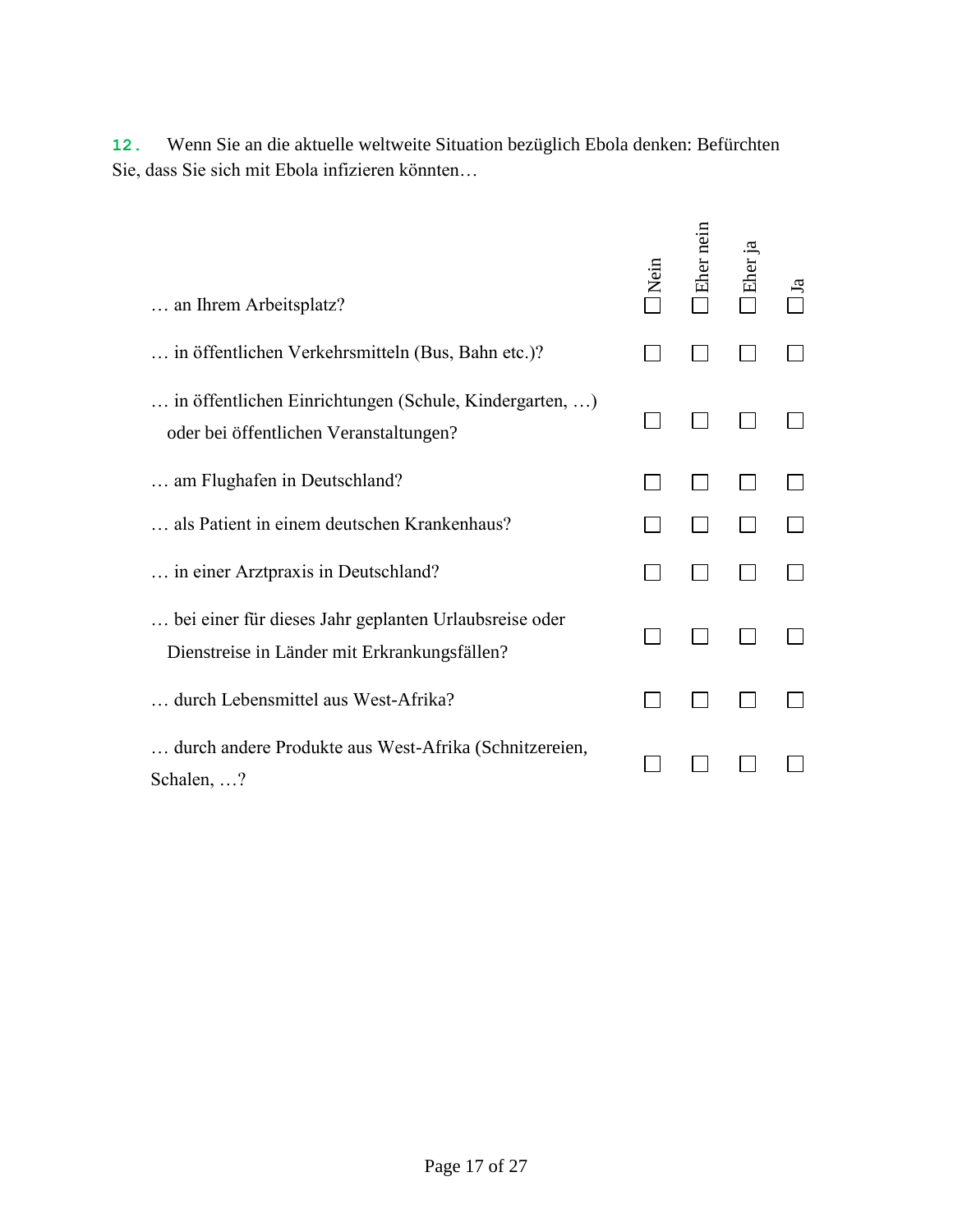**12.** Wenn Sie an die aktuelle weltweite Situation bezüglich Ebola denken: Befürchten Sie, dass Sie sich mit Ebola infizieren könnten…

| | Nein | Eher nein | Eher ja | Ja |
|---|---|---|---|---|
| … an Ihrem Arbeitsplatz? | ☐ | ☐ | ☐ | ☐ |
| … in öffentlichen Verkehrsmitteln (Bus, Bahn etc.)? | ☐ | ☐ | ☐ | ☐ |
| … in öffentlichen Einrichtungen (Schule, Kindergarten, …) oder bei öffentlichen Veranstaltungen? | ☐ | ☐ | ☐ | ☐ |
| … am Flughafen in Deutschland? | ☐ | ☐ | ☐ | ☐ |
| … als Patient in einem deutschen Krankenhaus? | ☐ | ☐ | ☐ | ☐ |
| … in einer Arztpraxis in Deutschland? | ☐ | ☐ | ☐ | ☐ |
| … bei einer für dieses Jahr geplanten Urlaubsreise oder Dienstreise in Länder mit Erkrankungsfällen? | ☐ | ☐ | ☐ | ☐ |
| … durch Lebensmittel aus West-Afrika? | ☐ | ☐ | ☐ | ☐ |
| … durch andere Produkte aus West-Afrika (Schnitzereien, Schalen, …? | ☐ | ☐ | ☐ | ☐ |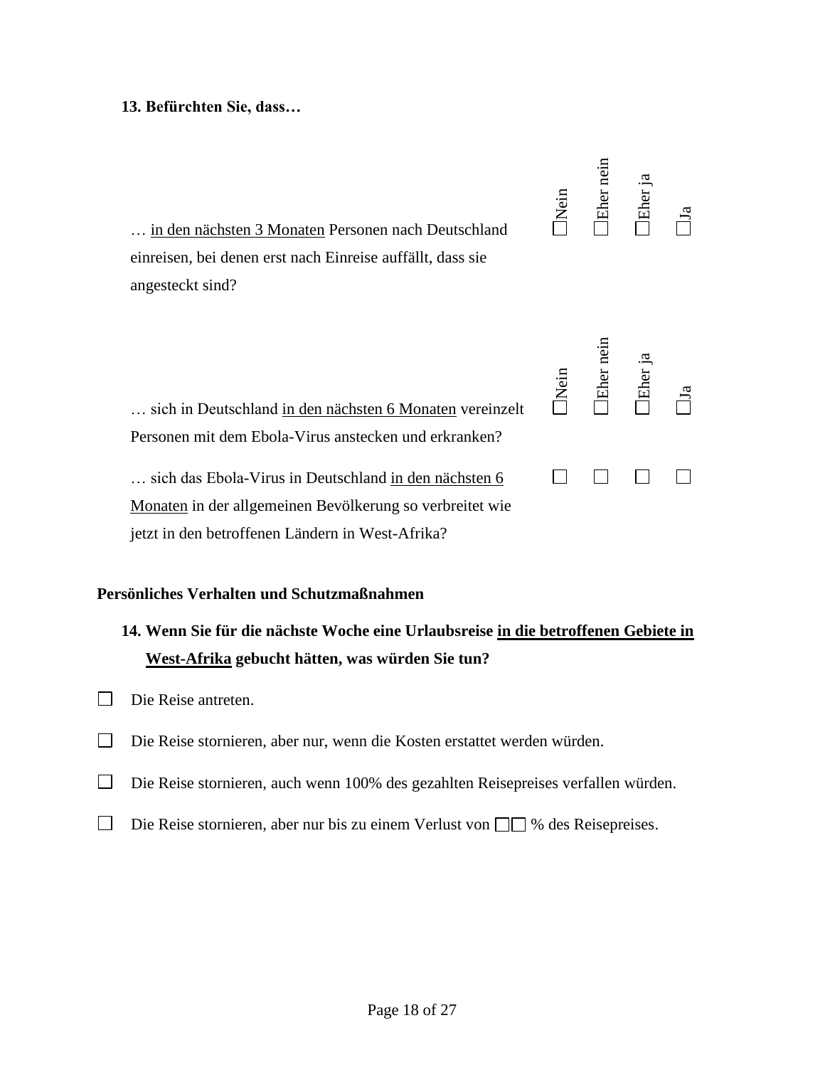**13. Befürchten Sie, dass…**

| | Nein | Eher nein | Eher ja | Ja |
|---|---|---|---|---|
| … in den nächsten 3 Monaten Personen nach Deutschland einreisen, bei denen erst nach Einreise auffällt, dass sie angesteckt sind? | ☐ | ☐ | ☐ | ☐ |

| | Nein | Eher nein | Eher ja | Ja |
|---|---|---|---|---|
| … sich in Deutschland in den nächsten 6 Monaten vereinzelt Personen mit dem Ebola-Virus anstecken und erkranken? | ☐ | ☐ | ☐ | ☐ |
| … sich das Ebola-Virus in Deutschland in den nächsten 6 Monaten in der allgemeinen Bevölkerung so verbreitet wie jetzt in den betroffenen Ländern in West-Afrika? | ☐ | ☐ | ☐ | ☐ |

**Persönliches Verhalten und Schutzmaßnahmen**

**14. Wenn Sie für die nächste Woche eine Urlaubsreise in die betroffenen Gebiete in West-Afrika gebucht hätten, was würden Sie tun?**

☐ Die Reise antreten.

☐ Die Reise stornieren, aber nur, wenn die Kosten erstattet werden würden.

☐ Die Reise stornieren, auch wenn 100% des gezahlten Reisepreises verfallen würden.

☐ Die Reise stornieren, aber nur bis zu einem Verlust von ☐☐ % des Reisepreises.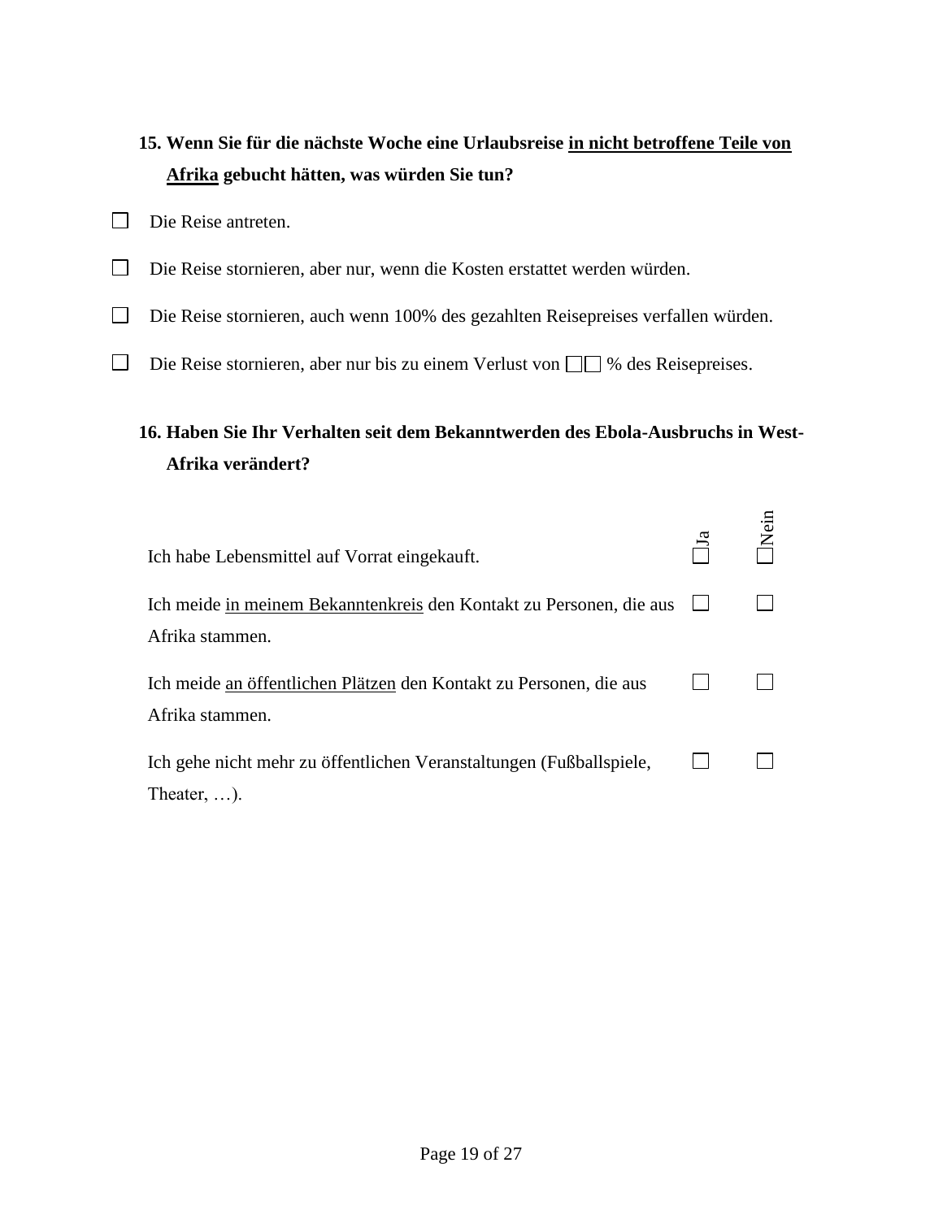**15. Wenn Sie für die nächste Woche eine Urlaubsreise <u>in nicht betroffene Teile von Afrika</u> gebucht hätten, was würden Sie tun?**

☐ Die Reise antreten.

☐ Die Reise stornieren, aber nur, wenn die Kosten erstattet werden würden.

☐ Die Reise stornieren, auch wenn 100% des gezahlten Reisepreises verfallen würden.

☐ Die Reise stornieren, aber nur bis zu einem Verlust von ☐☐ % des Reisepreises.

**16. Haben Sie Ihr Verhalten seit dem Bekanntwerden des Ebola-Ausbruchs in West-Afrika verändert?**

| | Ja | Nein |
|---|---|---|
| Ich habe Lebensmittel auf Vorrat eingekauft. | ☐ | ☐ |
| Ich meide <u>in meinem Bekanntenkreis</u> den Kontakt zu Personen, die aus Afrika stammen. | ☐ | ☐ |
| Ich meide <u>an öffentlichen Plätzen</u> den Kontakt zu Personen, die aus Afrika stammen. | ☐ | ☐ |
| Ich gehe nicht mehr zu öffentlichen Veranstaltungen (Fußballspiele, Theater, …). | ☐ | ☐ |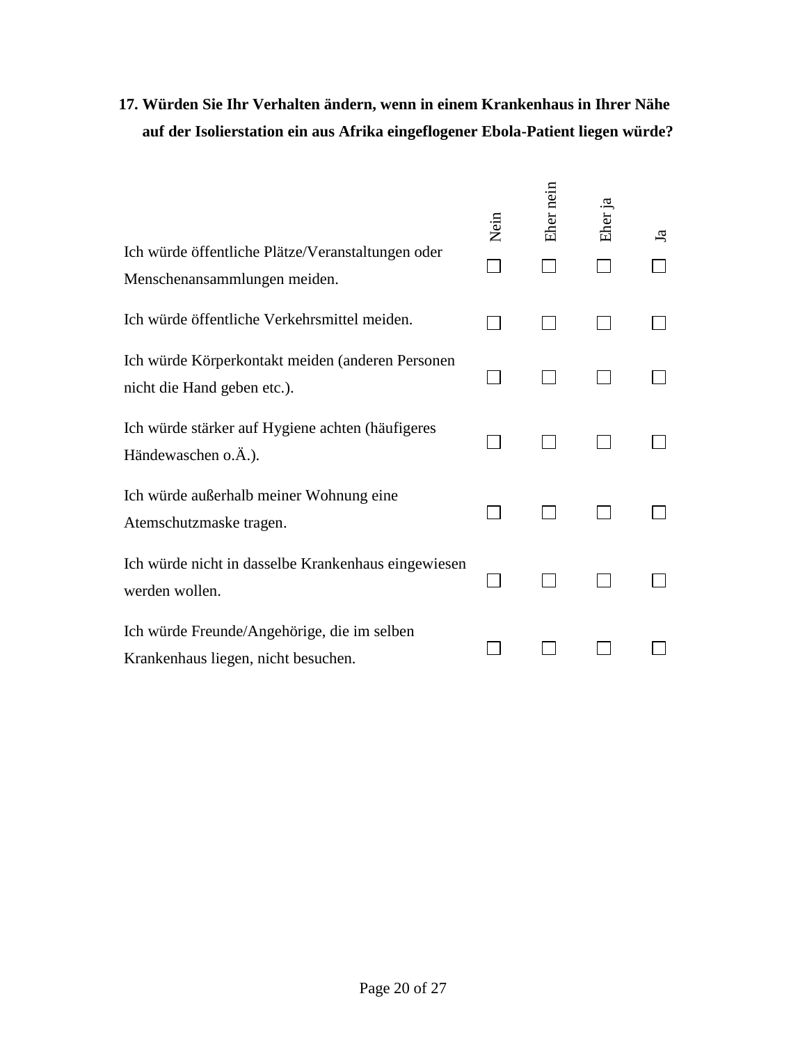**17. Würden Sie Ihr Verhalten ändern, wenn in einem Krankenhaus in Ihrer Nähe auf der Isolierstation ein aus Afrika eingeflogener Ebola-Patient liegen würde?**

| | Nein | Eher nein | Eher ja | Ja |
|---|---|---|---|---|
| Ich würde öffentliche Plätze/Veranstaltungen oder Menschenansammlungen meiden. | ☐ | ☐ | ☐ | ☐ |
| Ich würde öffentliche Verkehrsmittel meiden. | ☐ | ☐ | ☐ | ☐ |
| Ich würde Körperkontakt meiden (anderen Personen nicht die Hand geben etc.). | ☐ | ☐ | ☐ | ☐ |
| Ich würde stärker auf Hygiene achten (häufigeres Händewaschen o.Ä.). | ☐ | ☐ | ☐ | ☐ |
| Ich würde außerhalb meiner Wohnung eine Atemschutzmaske tragen. | ☐ | ☐ | ☐ | ☐ |
| Ich würde nicht in dasselbe Krankenhaus eingewiesen werden wollen. | ☐ | ☐ | ☐ | ☐ |
| Ich würde Freunde/Angehörige, die im selben Krankenhaus liegen, nicht besuchen. | ☐ | ☐ | ☐ | ☐ |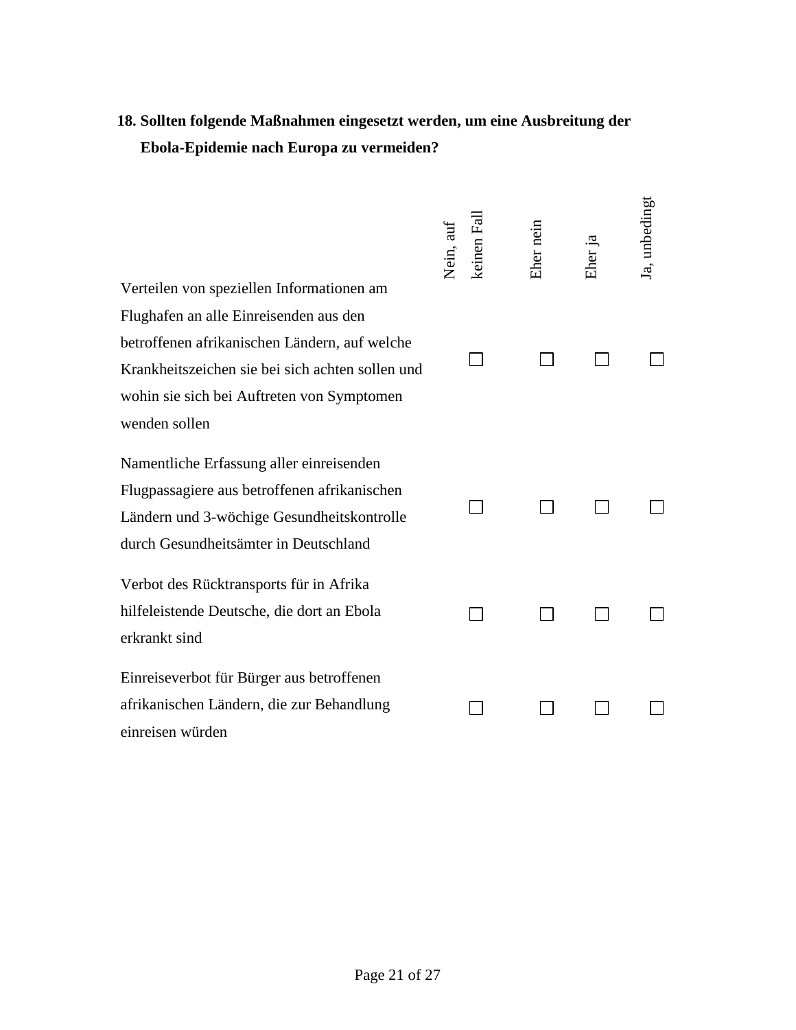**18. Sollten folgende Maßnahmen eingesetzt werden, um eine Ausbreitung der Ebola-Epidemie nach Europa zu vermeiden?**

| | Nein, auf keinen Fall | Eher nein | Eher ja | Ja, unbedingt |
|---|---|---|---|---|
| Verteilen von speziellen Informationen am Flughafen an alle Einreisenden aus den betroffenen afrikanischen Ländern, auf welche Krankheitszeichen sie bei sich achten sollen und wohin sie sich bei Auftreten von Symptomen wenden sollen | ☐ | ☐ | ☐ | ☐ |
| Namentliche Erfassung aller einreisenden Flugpassagiere aus betroffenen afrikanischen Ländern und 3-wöchige Gesundheitskontrolle durch Gesundheitsämter in Deutschland | ☐ | ☐ | ☐ | ☐ |
| Verbot des Rücktransports für in Afrika hilfeleistende Deutsche, die dort an Ebola erkrankt sind | ☐ | ☐ | ☐ | ☐ |
| Einreiseverbot für Bürger aus betroffenen afrikanischen Ländern, die zur Behandlung einreisen würden | ☐ | ☐ | ☐ | ☐ |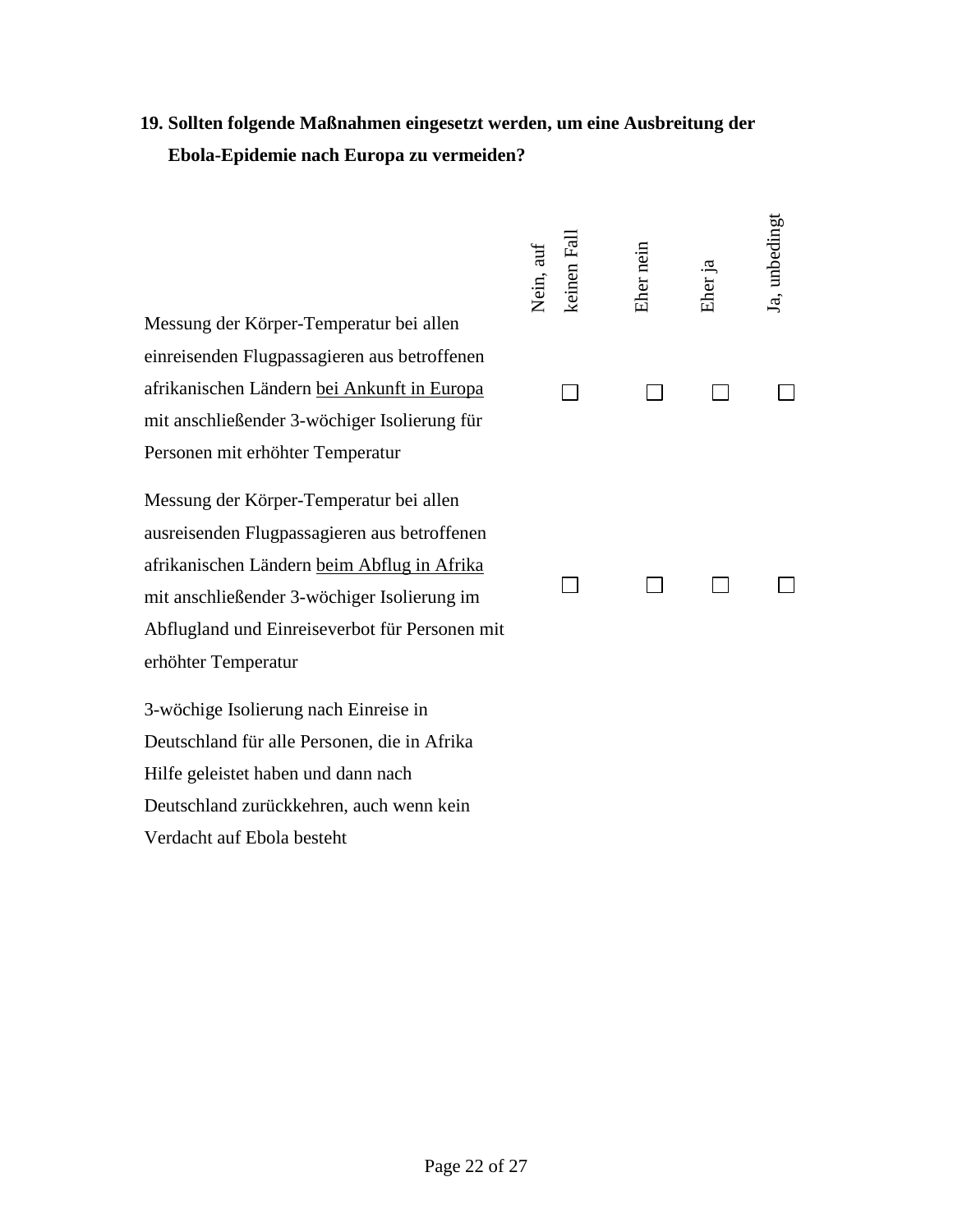**19. Sollten folgende Maßnahmen eingesetzt werden, um eine Ausbreitung der Ebola-Epidemie nach Europa zu vermeiden?**

| | Nein, auf keinen Fall | Eher nein | Eher ja | Ja, unbedingt |
|---|---|---|---|---|
| Messung der Körper-Temperatur bei allen einreisenden Flugpassagieren aus betroffenen afrikanischen Ländern bei Ankunft in Europa mit anschließender 3-wöchiger Isolierung für Personen mit erhöhter Temperatur | ☐ | ☐ | ☐ | ☐ |
| Messung der Körper-Temperatur bei allen ausreisenden Flugpassagieren aus betroffenen afrikanischen Ländern beim Abflug in Afrika mit anschließender 3-wöchiger Isolierung im Abflugland und Einreiseverbot für Personen mit erhöhter Temperatur | ☐ | ☐ | ☐ | ☐ |
| 3-wöchige Isolierung nach Einreise in Deutschland für alle Personen, die in Afrika Hilfe geleistet haben und dann nach Deutschland zurückkehren, auch wenn kein Verdacht auf Ebola besteht | | | | |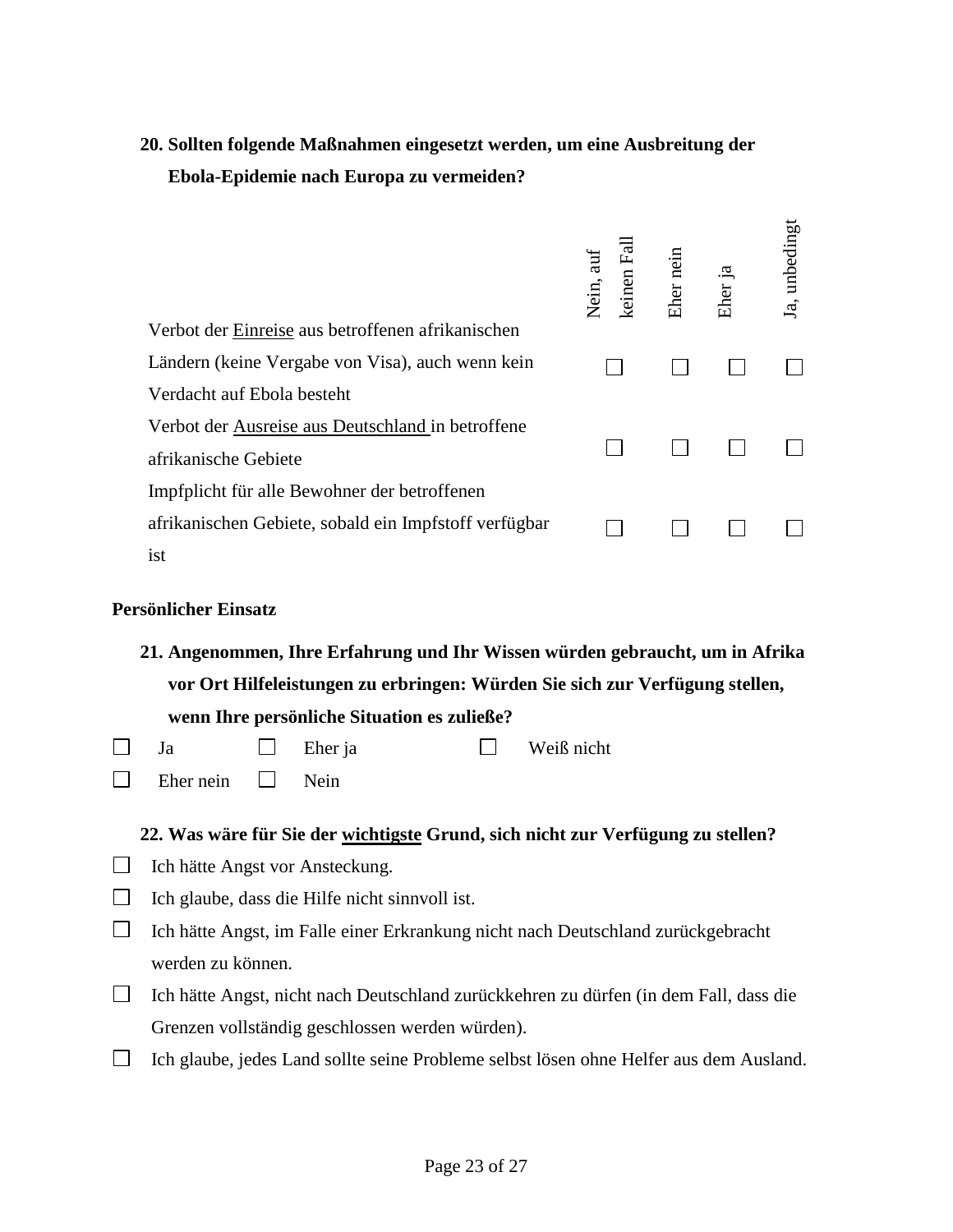**20. Sollten folgende Maßnahmen eingesetzt werden, um eine Ausbreitung der Ebola-Epidemie nach Europa zu vermeiden?**

| | Nein, auf keinen Fall | Eher nein | Eher ja | Ja, unbedingt |
|---|---|---|---|---|
| Verbot der <u>Einreise</u> aus betroffenen afrikanischen Ländern (keine Vergabe von Visa), auch wenn kein Verdacht auf Ebola besteht | ☐ | ☐ | ☐ | ☐ |
| Verbot der <u>Ausreise aus Deutschland</u> in betroffene afrikanische Gebiete | ☐ | ☐ | ☐ | ☐ |
| Impfplicht für alle Bewohner der betroffenen afrikanischen Gebiete, sobald ein Impfstoff verfügbar ist | ☐ | ☐ | ☐ | ☐ |

**Persönlicher Einsatz**

**21. Angenommen, Ihre Erfahrung und Ihr Wissen würden gebraucht, um in Afrika vor Ort Hilfeleistungen zu erbringen: Würden Sie sich zur Verfügung stellen, wenn Ihre persönliche Situation es zuließe?**

☐ Ja ☐ Eher ja ☐ Weiß nicht

☐ Eher nein ☐ Nein

**22. Was wäre für Sie der <u>wichtigste</u> Grund, sich nicht zur Verfügung zu stellen?**

☐ Ich hätte Angst vor Ansteckung.

☐ Ich glaube, dass die Hilfe nicht sinnvoll ist.

☐ Ich hätte Angst, im Falle einer Erkrankung nicht nach Deutschland zurückgebracht werden zu können.

☐ Ich hätte Angst, nicht nach Deutschland zurückkehren zu dürfen (in dem Fall, dass die Grenzen vollständig geschlossen werden würden).

☐ Ich glaube, jedes Land sollte seine Probleme selbst lösen ohne Helfer aus dem Ausland.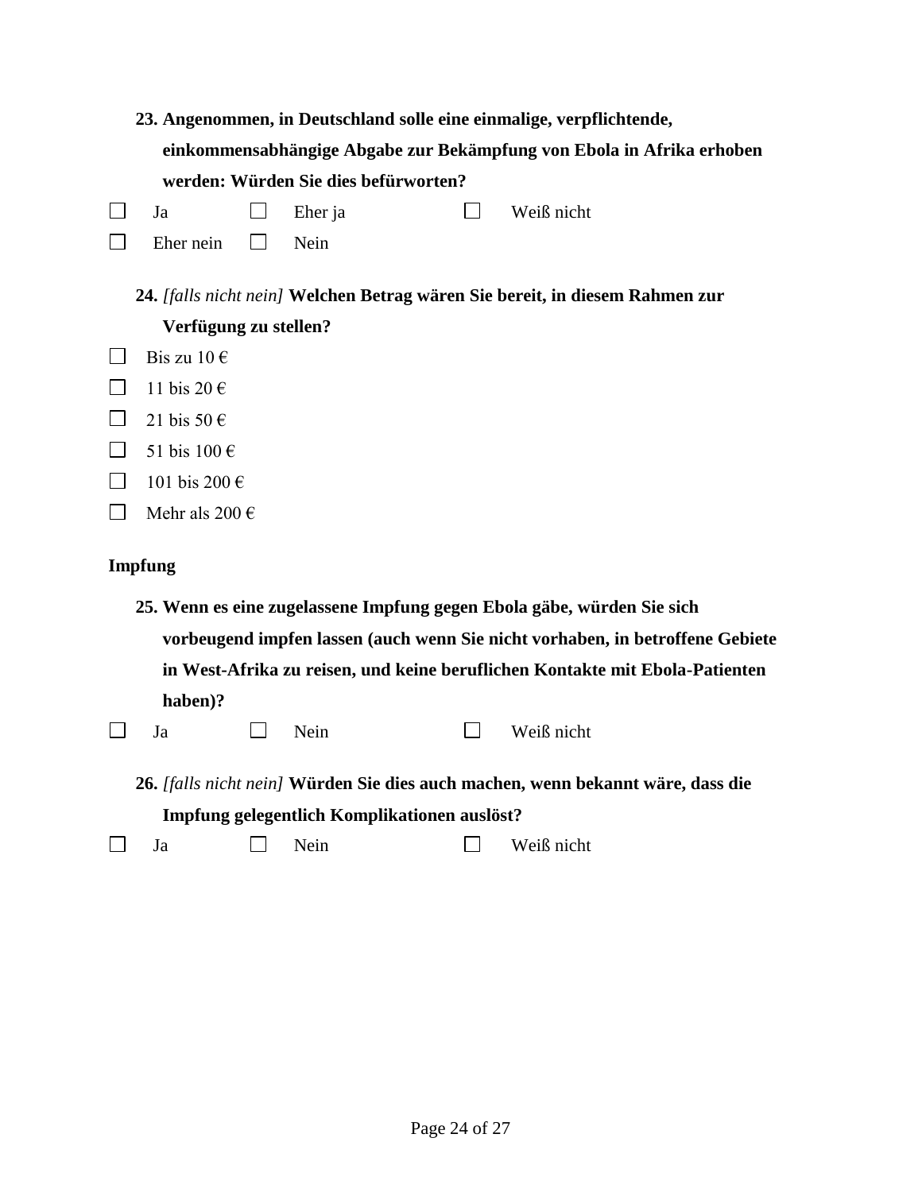**23. Angenommen, in Deutschland solle eine einmalige, verpflichtende, einkommensabhängige Abgabe zur Bekämpfung von Ebola in Afrika erhoben werden: Würden Sie dies befürworten?**

☐ Ja ☐ Eher ja ☐ Weiß nicht

☐ Eher nein ☐ Nein

**24.** *[falls nicht nein]* **Welchen Betrag wären Sie bereit, in diesem Rahmen zur Verfügung zu stellen?**

☐ Bis zu 10 €

☐ 11 bis 20 €

☐ 21 bis 50 €

☐ 51 bis 100 €

☐ 101 bis 200 €

☐ Mehr als 200 €

**Impfung**

**25. Wenn es eine zugelassene Impfung gegen Ebola gäbe, würden Sie sich vorbeugend impfen lassen (auch wenn Sie nicht vorhaben, in betroffene Gebiete in West-Afrika zu reisen, und keine beruflichen Kontakte mit Ebola-Patienten haben)?**

☐ Ja ☐ Nein ☐ Weiß nicht

**26.** *[falls nicht nein]* **Würden Sie dies auch machen, wenn bekannt wäre, dass die Impfung gelegentlich Komplikationen auslöst?**

☐ Ja ☐ Nein ☐ Weiß nicht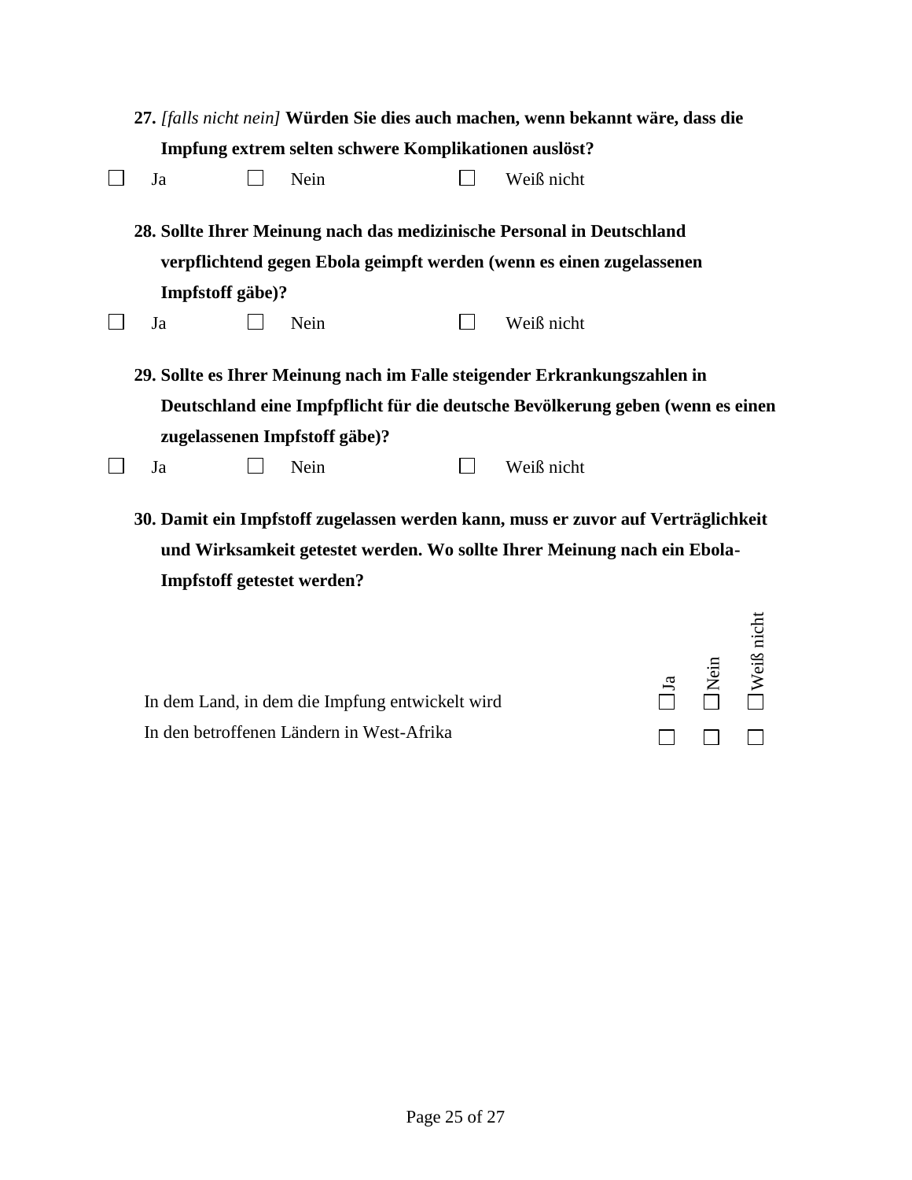**27.** *[falls nicht nein]* **Würden Sie dies auch machen, wenn bekannt wäre, dass die Impfung extrem selten schwere Komplikationen auslöst?**

☐ Ja ☐ Nein ☐ Weiß nicht

**28. Sollte Ihrer Meinung nach das medizinische Personal in Deutschland verpflichtend gegen Ebola geimpft werden (wenn es einen zugelassenen Impfstoff gäbe)?**

☐ Ja ☐ Nein ☐ Weiß nicht

**29. Sollte es Ihrer Meinung nach im Falle steigender Erkrankungszahlen in Deutschland eine Impfpflicht für die deutsche Bevölkerung geben (wenn es einen zugelassenen Impfstoff gäbe)?**

☐ Ja ☐ Nein ☐ Weiß nicht

**30. Damit ein Impfstoff zugelassen werden kann, muss er zuvor auf Verträglichkeit und Wirksamkeit getestet werden. Wo sollte Ihrer Meinung nach ein Ebola-Impfstoff getestet werden?**

| | Ja | Nein | Weiß nicht |
|---|---|---|---|
| In dem Land, in dem die Impfung entwickelt wird | ☐ | ☐ | ☐ |
| In den betroffenen Ländern in West-Afrika | ☐ | ☐ | ☐ |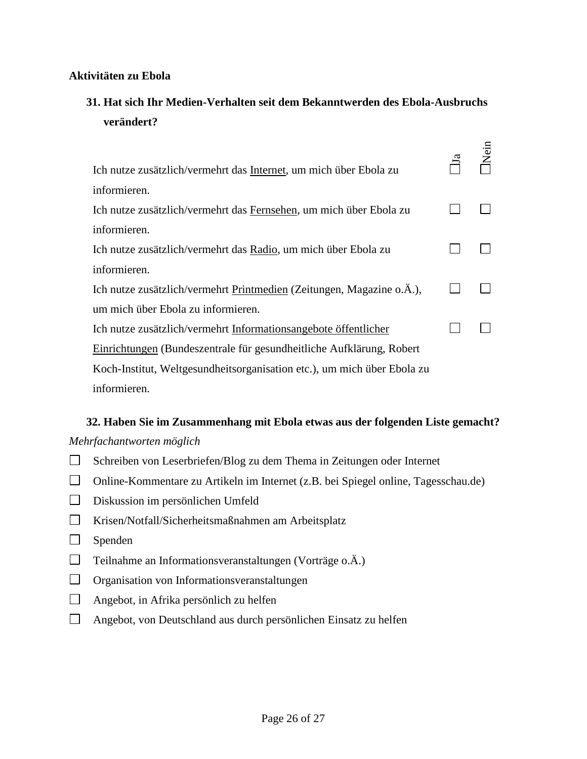**Aktivitäten zu Ebola**

**31. Hat sich Ihr Medien-Verhalten seit dem Bekanntwerden des Ebola-Ausbruchs verändert?**

| | Ja | Nein |
|---|---|---|
| Ich nutze zusätzlich/vermehrt das <u>Internet</u>, um mich über Ebola zu informieren. | ☐ | ☐ |
| Ich nutze zusätzlich/vermehrt das <u>Fernsehen</u>, um mich über Ebola zu informieren. | ☐ | ☐ |
| Ich nutze zusätzlich/vermehrt das <u>Radio</u>, um mich über Ebola zu informieren. | ☐ | ☐ |
| Ich nutze zusätzlich/vermehrt <u>Printmedien</u> (Zeitungen, Magazine o.Ä.), um mich über Ebola zu informieren. | ☐ | ☐ |
| Ich nutze zusätzlich/vermehrt <u>Informationsangebote öffentlicher Einrichtungen</u> (Bundeszentrale für gesundheitliche Aufklärung, Robert Koch-Institut, Weltgesundheitsorganisation etc.), um mich über Ebola zu informieren. | ☐ | ☐ |

**32. Haben Sie im Zusammenhang mit Ebola etwas aus der folgenden Liste gemacht?**

*Mehrfachantworten möglich*

☐ Schreiben von Leserbriefen/Blog zu dem Thema in Zeitungen oder Internet

☐ Online-Kommentare zu Artikeln im Internet (z.B. bei Spiegel online, Tagesschau.de)

☐ Diskussion im persönlichen Umfeld

☐ Krisen/Notfall/Sicherheitsmaßnahmen am Arbeitsplatz

☐ Spenden

☐ Teilnahme an Informationsveranstaltungen (Vorträge o.Ä.)

☐ Organisation von Informationsveranstaltungen

☐ Angebot, in Afrika persönlich zu helfen

☐ Angebot, von Deutschland aus durch persönlichen Einsatz zu helfen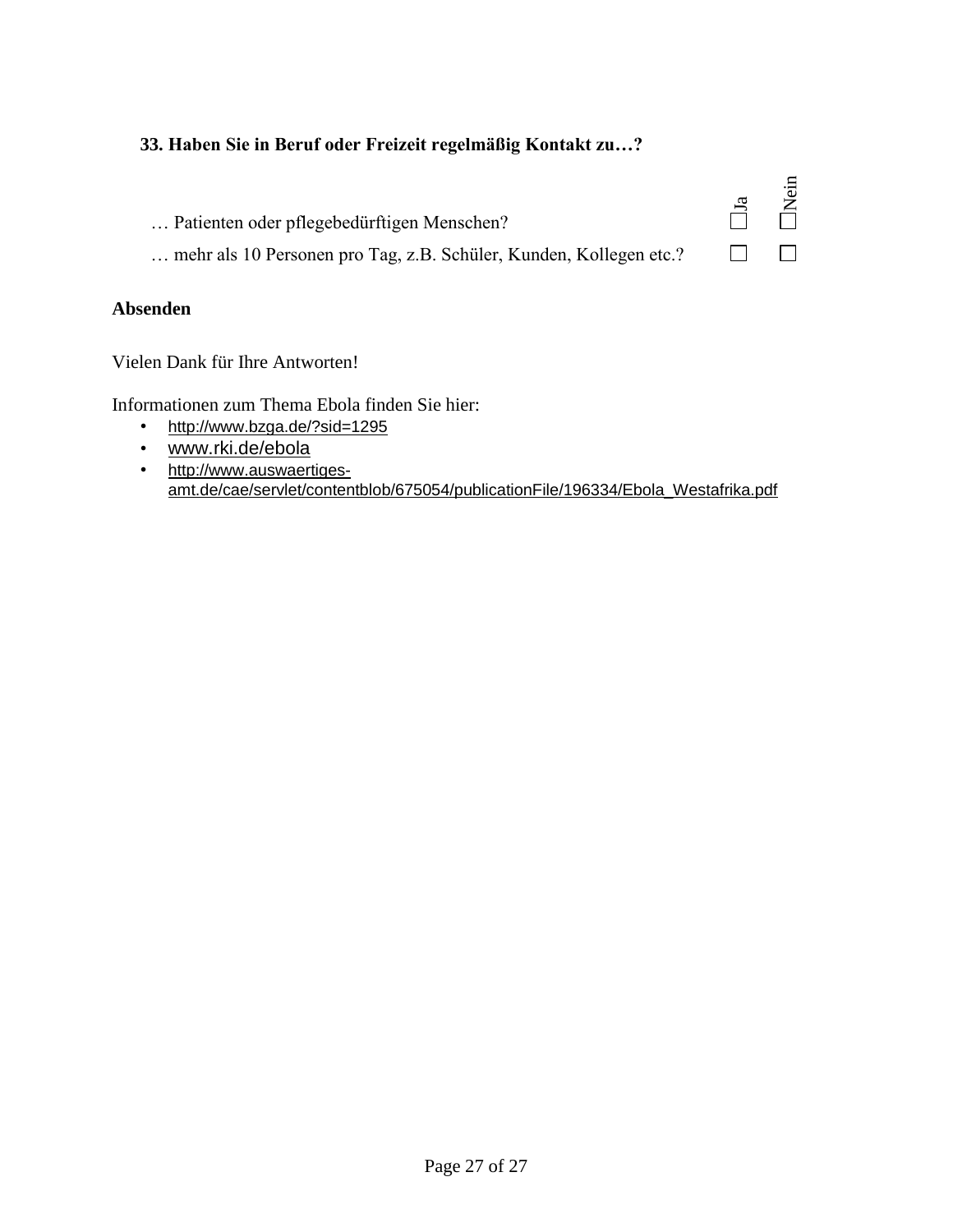**33. Haben Sie in Beruf oder Freizeit regelmäßig Kontakt zu…?**

| | Ja | Nein |
|---|---|---|
| … Patienten oder pflegebedürftigen Menschen? | ☐ | ☐ |
| … mehr als 10 Personen pro Tag, z.B. Schüler, Kunden, Kollegen etc.? | ☐ | ☐ |

**Absenden**

Vielen Dank für Ihre Antworten!

Informationen zum Thema Ebola finden Sie hier:

- http://www.bzga.de/?sid=1295
- www.rki.de/ebola
- http://www.auswaertiges-amt.de/cae/servlet/contentblob/675054/publicationFile/196334/Ebola_Westafrika.pdf